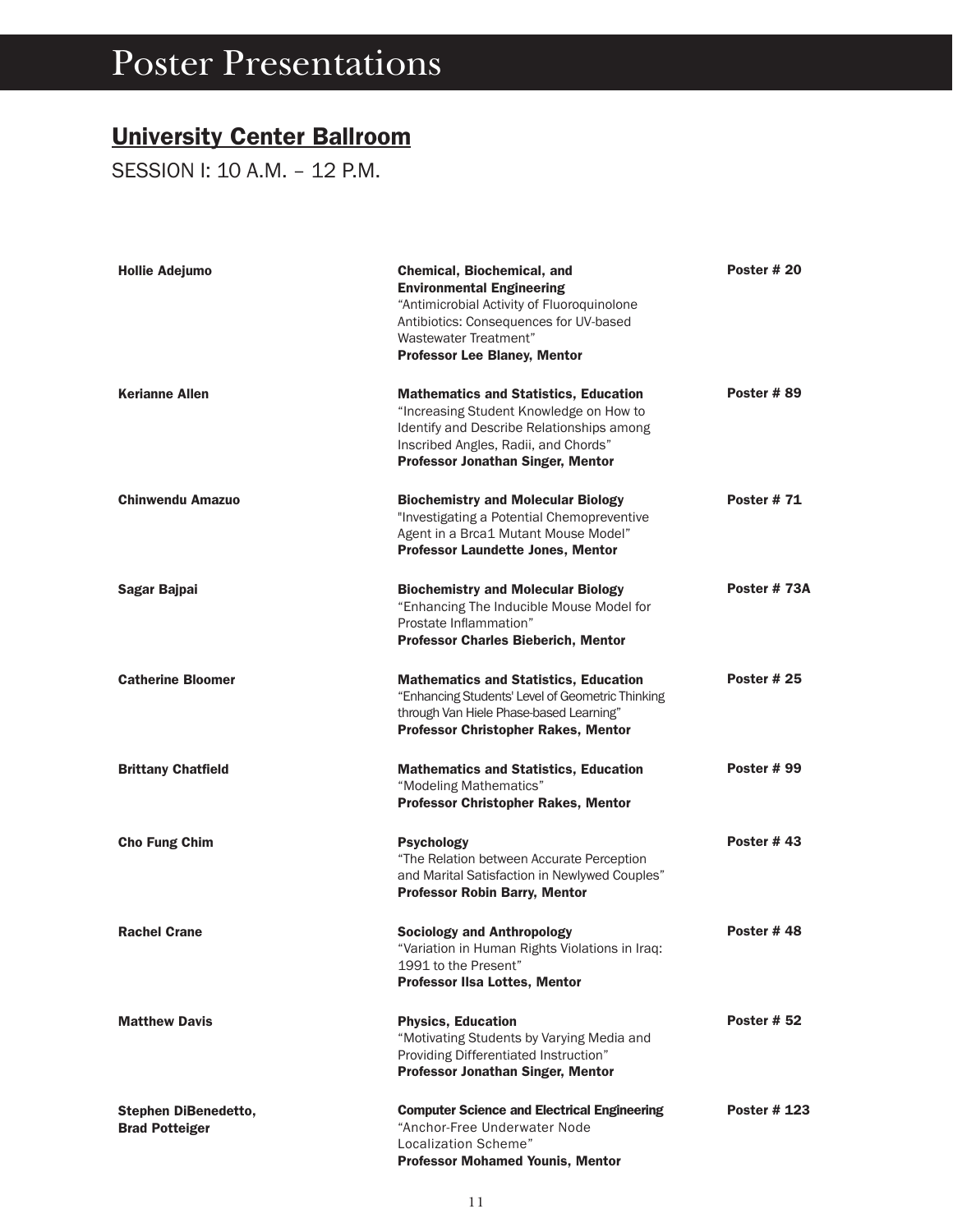# Poster Presentations

## University Center Ballroom

SESSION I: 10 A.M. – 12 P.M.

| | | |
|---|---|---|
| **Hollie Adejumo** | **Chemical, Biochemical, and Environmental Engineering** "Antimicrobial Activity of Fluoroquinolone Antibiotics: Consequences for UV-based Wastewater Treatment" **Professor Lee Blaney, Mentor** | **Poster # 20** |
| **Kerianne Allen** | **Mathematics and Statistics, Education** "Increasing Student Knowledge on How to Identify and Describe Relationships among Inscribed Angles, Radii, and Chords" **Professor Jonathan Singer, Mentor** | **Poster # 89** |
| **Chinwendu Amazuo** | **Biochemistry and Molecular Biology** "Investigating a Potential Chemopreventive Agent in a Brca1 Mutant Mouse Model" **Professor Laundette Jones, Mentor** | **Poster # 71** |
| **Sagar Bajpai** | **Biochemistry and Molecular Biology** "Enhancing The Inducible Mouse Model for Prostate Inflammation" **Professor Charles Bieberich, Mentor** | **Poster # 73A** |
| **Catherine Bloomer** | **Mathematics and Statistics, Education** "Enhancing Students' Level of Geometric Thinking through Van Hiele Phase-based Learning" **Professor Christopher Rakes, Mentor** | **Poster # 25** |
| **Brittany Chatfield** | **Mathematics and Statistics, Education** "Modeling Mathematics" **Professor Christopher Rakes, Mentor** | **Poster # 99** |
| **Cho Fung Chim** | **Psychology** "The Relation between Accurate Perception and Marital Satisfaction in Newlywed Couples" **Professor Robin Barry, Mentor** | **Poster # 43** |
| **Rachel Crane** | **Sociology and Anthropology** "Variation in Human Rights Violations in Iraq: 1991 to the Present" **Professor Ilsa Lottes, Mentor** | **Poster # 48** |
| **Matthew Davis** | **Physics, Education** "Motivating Students by Varying Media and Providing Differentiated Instruction" **Professor Jonathan Singer, Mentor** | **Poster # 52** |
| **Stephen DiBenedetto, Brad Potteiger** | **Computer Science and Electrical Engineering** "Anchor-Free Underwater Node Localization Scheme" **Professor Mohamed Younis, Mentor** | **Poster # 123** |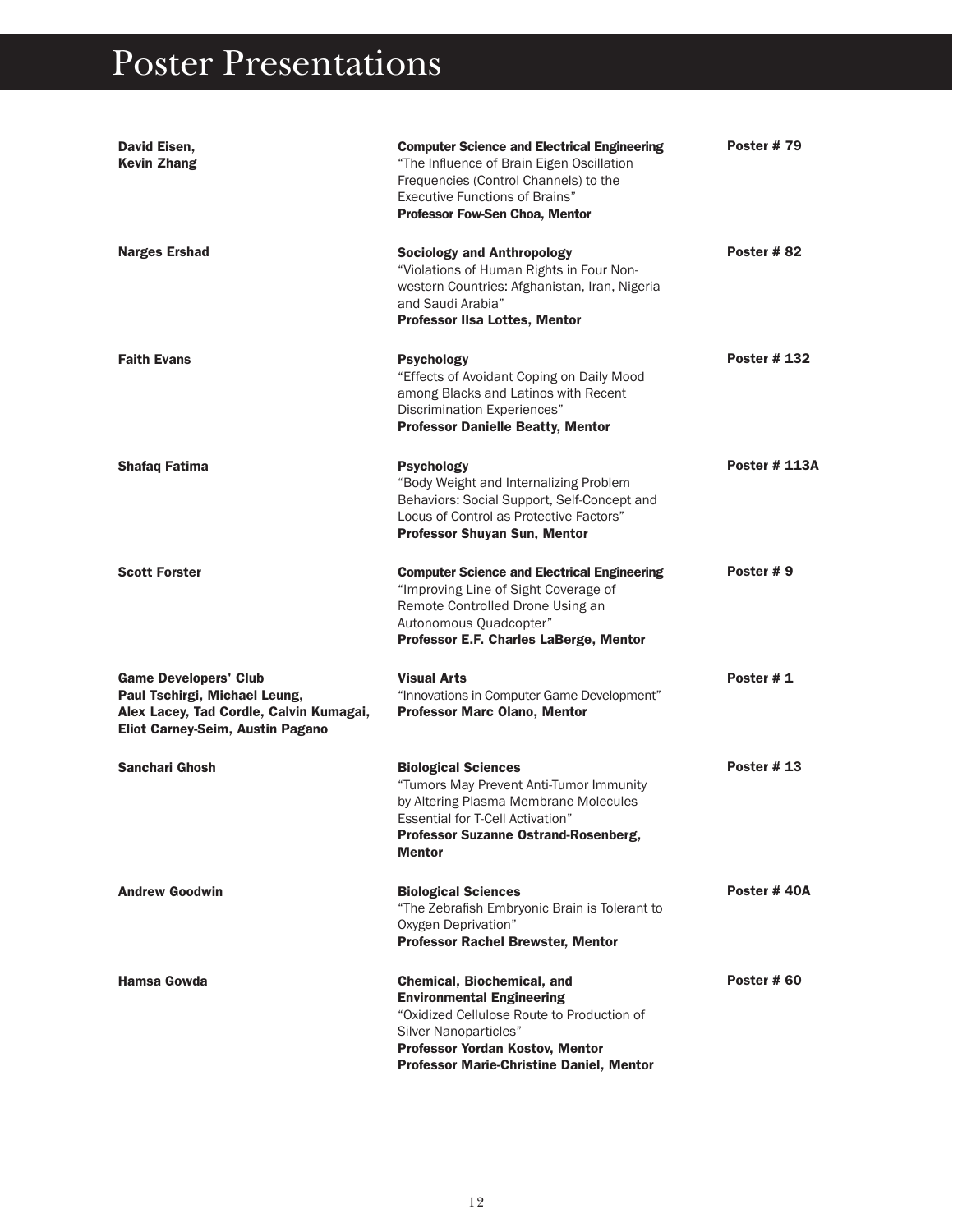# Poster Presentations

**David Eisen, Kevin Zhang**
**Computer Science and Electrical Engineering**
"The Influence of Brain Eigen Oscillation Frequencies (Control Channels) to the Executive Functions of Brains"
**Professor Fow-Sen Choa, Mentor**
**Poster # 79**

**Narges Ershad**
**Sociology and Anthropology**
"Violations of Human Rights in Four Non-western Countries: Afghanistan, Iran, Nigeria and Saudi Arabia"
**Professor Ilsa Lottes, Mentor**
**Poster # 82**

**Faith Evans**
**Psychology**
"Effects of Avoidant Coping on Daily Mood among Blacks and Latinos with Recent Discrimination Experiences"
**Professor Danielle Beatty, Mentor**
**Poster # 132**

**Shafaq Fatima**
**Psychology**
"Body Weight and Internalizing Problem Behaviors: Social Support, Self-Concept and Locus of Control as Protective Factors"
**Professor Shuyan Sun, Mentor**
**Poster # 113A**

**Scott Forster**
**Computer Science and Electrical Engineering**
"Improving Line of Sight Coverage of Remote Controlled Drone Using an Autonomous Quadcopter"
**Professor E.F. Charles LaBerge, Mentor**
**Poster # 9**

**Game Developers' Club**
**Paul Tschirgi, Michael Leung, Alex Lacey, Tad Cordle, Calvin Kumagai, Eliot Carney-Seim, Austin Pagano**
**Visual Arts**
"Innovations in Computer Game Development"
**Professor Marc Olano, Mentor**
**Poster # 1**

**Sanchari Ghosh**
**Biological Sciences**
"Tumors May Prevent Anti-Tumor Immunity by Altering Plasma Membrane Molecules Essential for T-Cell Activation"
**Professor Suzanne Ostrand-Rosenberg, Mentor**
**Poster # 13**

**Andrew Goodwin**
**Biological Sciences**
"The Zebrafish Embryonic Brain is Tolerant to Oxygen Deprivation"
**Professor Rachel Brewster, Mentor**
**Poster # 40A**

**Hamsa Gowda**
**Chemical, Biochemical, and Environmental Engineering**
"Oxidized Cellulose Route to Production of Silver Nanoparticles"
**Professor Yordan Kostov, Mentor**
**Professor Marie-Christine Daniel, Mentor**
**Poster # 60**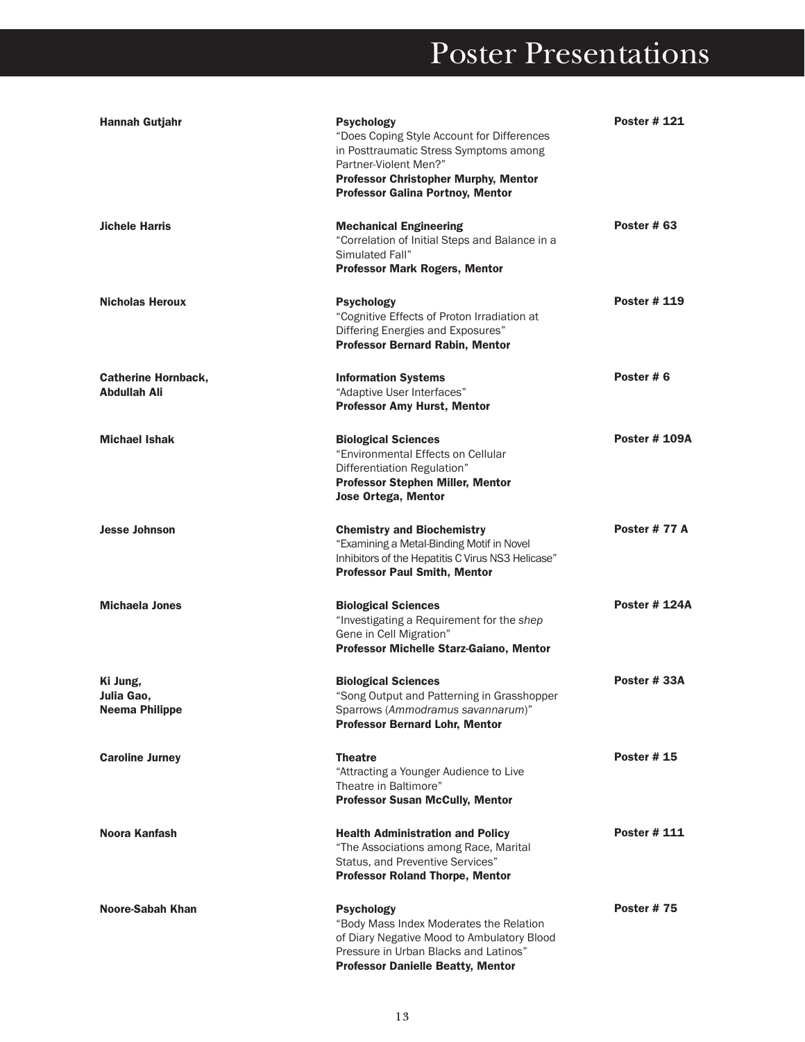# Poster Presentations

| | | |
|---|---|---|
| **Hannah Gutjahr** | **Psychology**<br>"Does Coping Style Account for Differences in Posttraumatic Stress Symptoms among Partner-Violent Men?"<br>**Professor Christopher Murphy, Mentor**<br>**Professor Galina Portnoy, Mentor** | **Poster # 121** |
| **Jichele Harris** | **Mechanical Engineering**<br>"Correlation of Initial Steps and Balance in a Simulated Fall"<br>**Professor Mark Rogers, Mentor** | **Poster # 63** |
| **Nicholas Heroux** | **Psychology**<br>"Cognitive Effects of Proton Irradiation at Differing Energies and Exposures"<br>**Professor Bernard Rabin, Mentor** | **Poster # 119** |
| **Catherine Hornback,**<br>**Abdullah Ali** | **Information Systems**<br>"Adaptive User Interfaces"<br>**Professor Amy Hurst, Mentor** | **Poster # 6** |
| **Michael Ishak** | **Biological Sciences**<br>"Environmental Effects on Cellular Differentiation Regulation"<br>**Professor Stephen Miller, Mentor**<br>**Jose Ortega, Mentor** | **Poster # 109A** |
| **Jesse Johnson** | **Chemistry and Biochemistry**<br>"Examining a Metal-Binding Motif in Novel Inhibitors of the Hepatitis C Virus NS3 Helicase"<br>**Professor Paul Smith, Mentor** | **Poster # 77 A** |
| **Michaela Jones** | **Biological Sciences**<br>"Investigating a Requirement for the *shep* Gene in Cell Migration"<br>**Professor Michelle Starz-Gaiano, Mentor** | **Poster # 124A** |
| **Ki Jung,**<br>**Julia Gao,**<br>**Neema Philippe** | **Biological Sciences**<br>"Song Output and Patterning in Grasshopper Sparrows (*Ammodramus savannarum*)"<br>**Professor Bernard Lohr, Mentor** | **Poster # 33A** |
| **Caroline Jurney** | **Theatre**<br>"Attracting a Younger Audience to Live Theatre in Baltimore"<br>**Professor Susan McCully, Mentor** | **Poster # 15** |
| **Noora Kanfash** | **Health Administration and Policy**<br>"The Associations among Race, Marital Status, and Preventive Services"<br>**Professor Roland Thorpe, Mentor** | **Poster # 111** |
| **Noore-Sabah Khan** | **Psychology**<br>"Body Mass Index Moderates the Relation of Diary Negative Mood to Ambulatory Blood Pressure in Urban Blacks and Latinos"<br>**Professor Danielle Beatty, Mentor** | **Poster # 75** |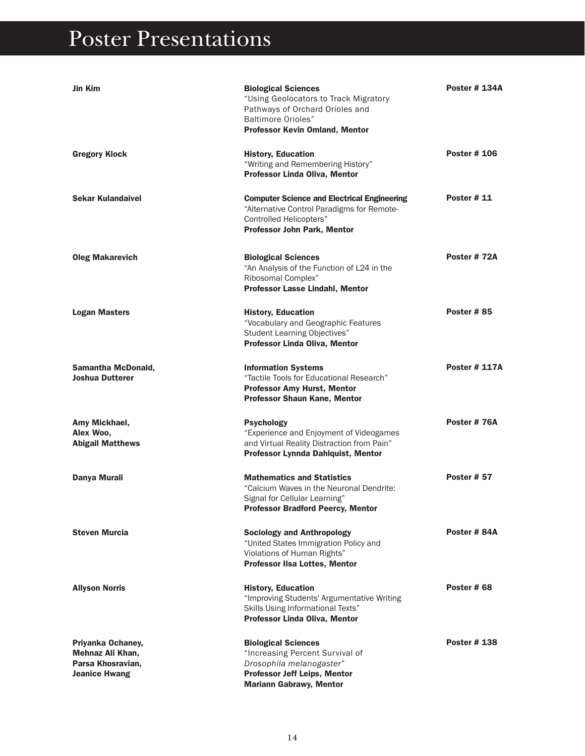# Poster Presentations

**Jin Kim**
**Biological Sciences**
"Using Geolocators to Track Migratory Pathways of Orchard Orioles and Baltimore Orioles"
**Professor Kevin Omland, Mentor**
**Poster # 134A**

**Gregory Klock**
**History, Education**
"Writing and Remembering History"
**Professor Linda Oliva, Mentor**
**Poster # 106**

**Sekar Kulandaivel**
**Computer Science and Electrical Engineering**
"Alternative Control Paradigms for Remote-Controlled Helicopters"
**Professor John Park, Mentor**
**Poster # 11**

**Oleg Makarevich**
**Biological Sciences**
"An Analysis of the Function of L24 in the Ribosomal Complex"
**Professor Lasse Lindahl, Mentor**
**Poster # 72A**

**Logan Masters**
**History, Education**
"Vocabulary and Geographic Features Student Learning Objectives"
**Professor Linda Oliva, Mentor**
**Poster # 85**

**Samantha McDonald,**
**Joshua Dutterer**
**Information Systems**
"Tactile Tools for Educational Research"
**Professor Amy Hurst, Mentor**
**Professor Shaun Kane, Mentor**
**Poster # 117A**

**Amy Mickhael,**
**Alex Woo,**
**Abigail Matthews**
**Psychology**
"Experience and Enjoyment of Videogames and Virtual Reality Distraction from Pain"
**Professor Lynnda Dahlquist, Mentor**
**Poster # 76A**

**Danya Murali**
**Mathematics and Statistics**
"Calcium Waves in the Neuronal Dendrite: Signal for Cellular Learning"
**Professor Bradford Peercy, Mentor**
**Poster # 57**

**Steven Murcia**
**Sociology and Anthropology**
"United States Immigration Policy and Violations of Human Rights"
**Professor Ilsa Lottes, Mentor**
**Poster # 84A**

**Allyson Norris**
**History, Education**
"Improving Students' Argumentative Writing Skills Using Informational Texts"
**Professor Linda Oliva, Mentor**
**Poster # 68**

**Priyanka Ochaney,**
**Mehnaz Ali Khan,**
**Parsa Khosravian,**
**Jeanice Hwang**
**Biological Sciences**
"Increasing Percent Survival of *Drosophila melanogaster*"
**Professor Jeff Leips, Mentor**
**Mariann Gabrawy, Mentor**
**Poster # 138**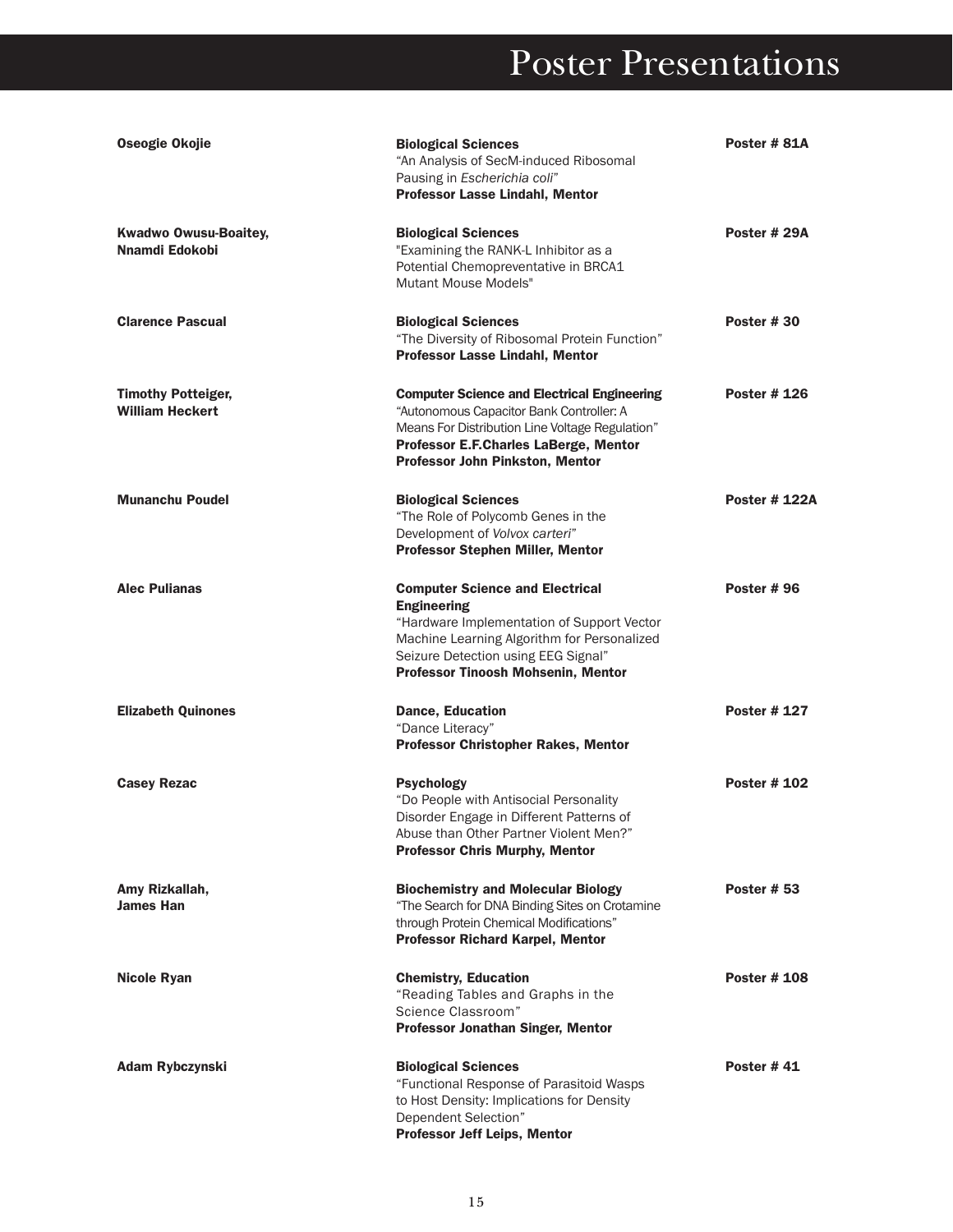# Poster Presentations

| | | |
|---|---|---|
| **Oseogie Okojie** | **Biological Sciences**<br>"An Analysis of SecM-induced Ribosomal Pausing in *Escherichia coli*"<br>**Professor Lasse Lindahl, Mentor** | **Poster # 81A** |
| **Kwadwo Owusu-Boaitey, Nnamdi Edokobi** | **Biological Sciences**<br>"Examining the RANK-L Inhibitor as a Potential Chemopreventative in BRCA1 Mutant Mouse Models" | **Poster # 29A** |
| **Clarence Pascual** | **Biological Sciences**<br>"The Diversity of Ribosomal Protein Function"<br>**Professor Lasse Lindahl, Mentor** | **Poster # 30** |
| **Timothy Potteiger, William Heckert** | **Computer Science and Electrical Engineering**<br>"Autonomous Capacitor Bank Controller: A Means For Distribution Line Voltage Regulation"<br>**Professor E.F.Charles LaBerge, Mentor**<br>**Professor John Pinkston, Mentor** | **Poster # 126** |
| **Munanchu Poudel** | **Biological Sciences**<br>"The Role of Polycomb Genes in the Development of *Volvox carteri*"<br>**Professor Stephen Miller, Mentor** | **Poster # 122A** |
| **Alec Pulianas** | **Computer Science and Electrical Engineering**<br>"Hardware Implementation of Support Vector Machine Learning Algorithm for Personalized Seizure Detection using EEG Signal"<br>**Professor Tinoosh Mohsenin, Mentor** | **Poster # 96** |
| **Elizabeth Quinones** | **Dance, Education**<br>"Dance Literacy"<br>**Professor Christopher Rakes, Mentor** | **Poster # 127** |
| **Casey Rezac** | **Psychology**<br>"Do People with Antisocial Personality Disorder Engage in Different Patterns of Abuse than Other Partner Violent Men?"<br>**Professor Chris Murphy, Mentor** | **Poster # 102** |
| **Amy Rizkallah, James Han** | **Biochemistry and Molecular Biology**<br>"The Search for DNA Binding Sites on Crotamine through Protein Chemical Modifications"<br>**Professor Richard Karpel, Mentor** | **Poster # 53** |
| **Nicole Ryan** | **Chemistry, Education**<br>"Reading Tables and Graphs in the Science Classroom"<br>**Professor Jonathan Singer, Mentor** | **Poster # 108** |
| **Adam Rybczynski** | **Biological Sciences**<br>"Functional Response of Parasitoid Wasps to Host Density: Implications for Density Dependent Selection"<br>**Professor Jeff Leips, Mentor** | **Poster # 41** |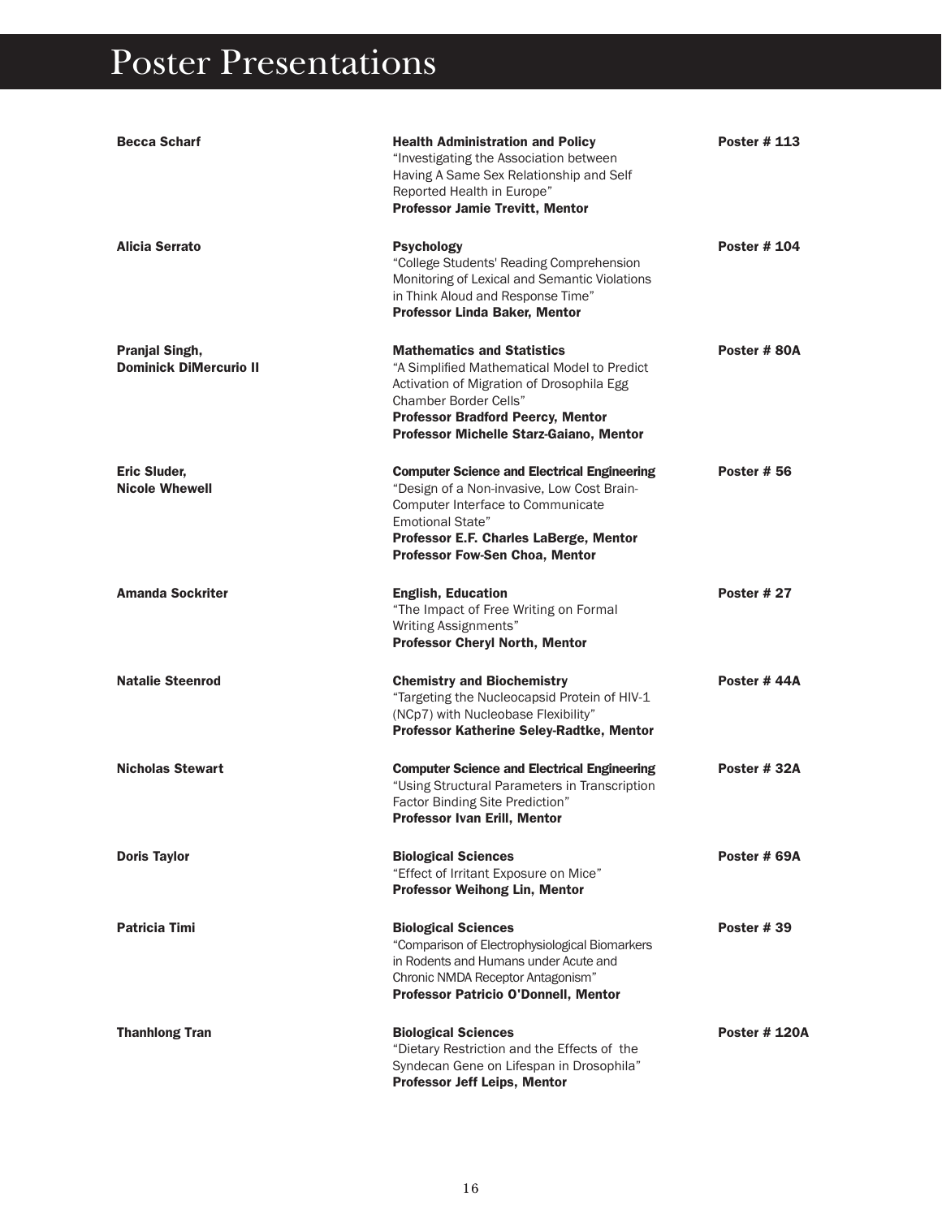# Poster Presentations

**Becca Scharf**

**Health Administration and Policy**
"Investigating the Association between Having A Same Sex Relationship and Self Reported Health in Europe"
**Professor Jamie Trevitt, Mentor**

**Poster # 113**

**Alicia Serrato**

**Psychology**
"College Students' Reading Comprehension Monitoring of Lexical and Semantic Violations in Think Aloud and Response Time"
**Professor Linda Baker, Mentor**

**Poster # 104**

**Pranjal Singh, Dominick DiMercurio II**

**Mathematics and Statistics**
"A Simplified Mathematical Model to Predict Activation of Migration of Drosophila Egg Chamber Border Cells"
**Professor Bradford Peercy, Mentor**
**Professor Michelle Starz-Gaiano, Mentor**

**Poster # 80A**

**Eric Sluder, Nicole Whewell**

**Computer Science and Electrical Engineering**
"Design of a Non-invasive, Low Cost Brain-Computer Interface to Communicate Emotional State"
**Professor E.F. Charles LaBerge, Mentor**
**Professor Fow-Sen Choa, Mentor**

**Poster # 56**

**Amanda Sockriter**

**English, Education**
"The Impact of Free Writing on Formal Writing Assignments"
**Professor Cheryl North, Mentor**

**Poster # 27**

**Natalie Steenrod**

**Chemistry and Biochemistry**
"Targeting the Nucleocapsid Protein of HIV-1 (NCp7) with Nucleobase Flexibility"
**Professor Katherine Seley-Radtke, Mentor**

**Poster # 44A**

**Nicholas Stewart**

**Computer Science and Electrical Engineering**
"Using Structural Parameters in Transcription Factor Binding Site Prediction"
**Professor Ivan Erill, Mentor**

**Poster # 32A**

**Doris Taylor**

**Biological Sciences**
"Effect of Irritant Exposure on Mice"
**Professor Weihong Lin, Mentor**

**Poster # 69A**

**Patricia Timi**

**Biological Sciences**
"Comparison of Electrophysiological Biomarkers in Rodents and Humans under Acute and Chronic NMDA Receptor Antagonism"
**Professor Patricio O'Donnell, Mentor**

**Poster # 39**

**Thanhlong Tran**

**Biological Sciences**
"Dietary Restriction and the Effects of the Syndecan Gene on Lifespan in Drosophila"
**Professor Jeff Leips, Mentor**

**Poster # 120A**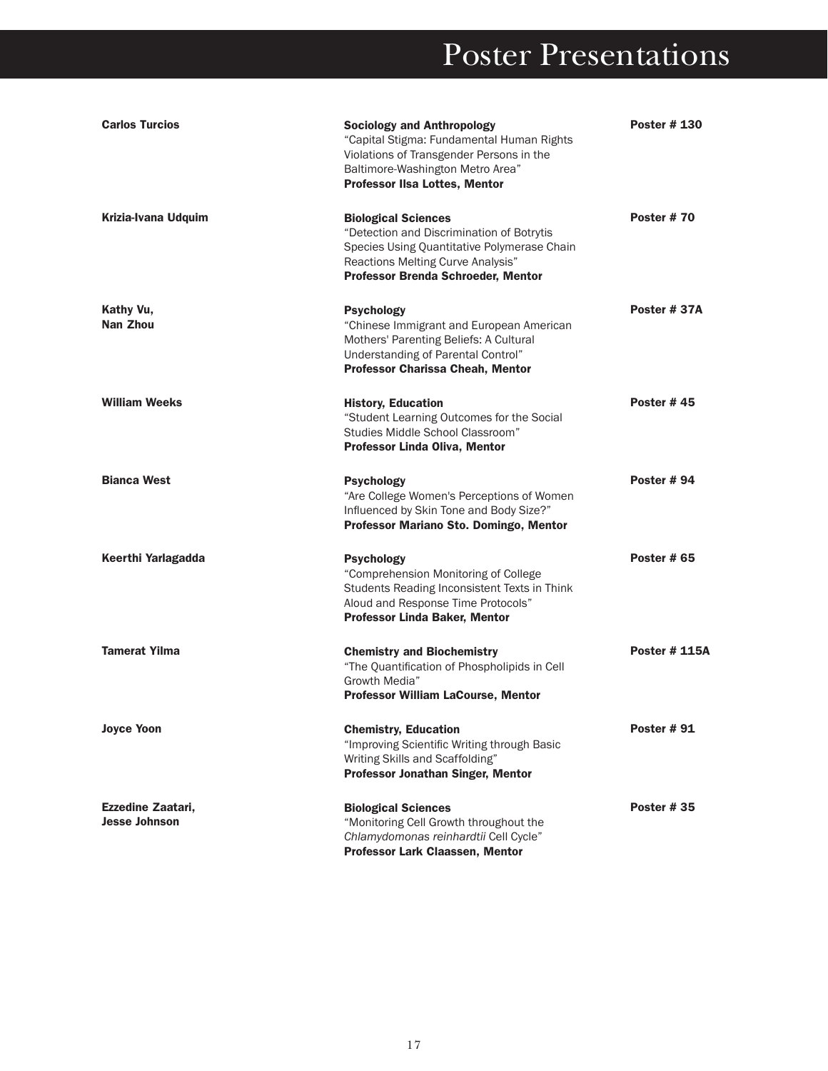# Poster Presentations

| | | |
|---|---|---|
| **Carlos Turcios** | **Sociology and Anthropology**<br>"Capital Stigma: Fundamental Human Rights Violations of Transgender Persons in the Baltimore-Washington Metro Area"<br>**Professor Ilsa Lottes, Mentor** | **Poster # 130** |
| **Krizia-Ivana Udquim** | **Biological Sciences**<br>"Detection and Discrimination of Botrytis Species Using Quantitative Polymerase Chain Reactions Melting Curve Analysis"<br>**Professor Brenda Schroeder, Mentor** | **Poster # 70** |
| **Kathy Vu, Nan Zhou** | **Psychology**<br>"Chinese Immigrant and European American Mothers' Parenting Beliefs: A Cultural Understanding of Parental Control"<br>**Professor Charissa Cheah, Mentor** | **Poster # 37A** |
| **William Weeks** | **History, Education**<br>"Student Learning Outcomes for the Social Studies Middle School Classroom"<br>**Professor Linda Oliva, Mentor** | **Poster # 45** |
| **Bianca West** | **Psychology**<br>"Are College Women's Perceptions of Women Influenced by Skin Tone and Body Size?"<br>**Professor Mariano Sto. Domingo, Mentor** | **Poster # 94** |
| **Keerthi Yarlagadda** | **Psychology**<br>"Comprehension Monitoring of College Students Reading Inconsistent Texts in Think Aloud and Response Time Protocols"<br>**Professor Linda Baker, Mentor** | **Poster # 65** |
| **Tamerat Yilma** | **Chemistry and Biochemistry**<br>"The Quantification of Phospholipids in Cell Growth Media"<br>**Professor William LaCourse, Mentor** | **Poster # 115A** |
| **Joyce Yoon** | **Chemistry, Education**<br>"Improving Scientific Writing through Basic Writing Skills and Scaffolding"<br>**Professor Jonathan Singer, Mentor** | **Poster # 91** |
| **Ezzedine Zaatari, Jesse Johnson** | **Biological Sciences**<br>"Monitoring Cell Growth throughout the *Chlamydomonas reinhardtii* Cell Cycle"<br>**Professor Lark Claassen, Mentor** | **Poster # 35** |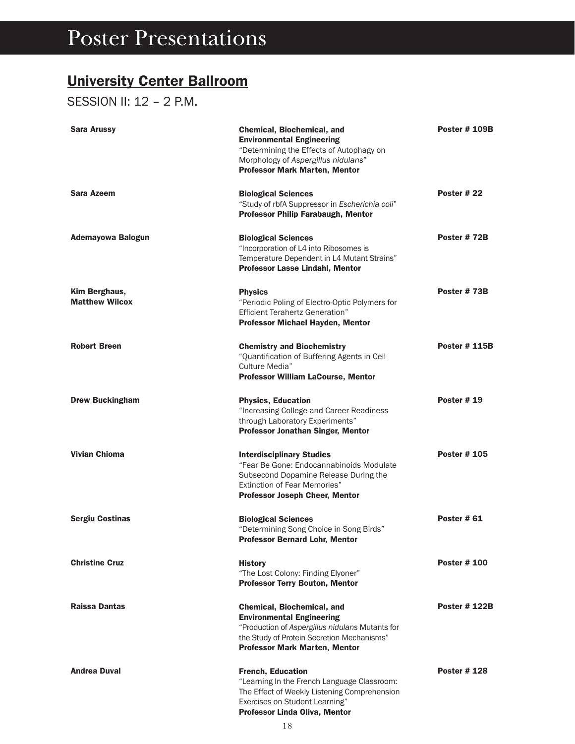# Poster Presentations

## University Center Ballroom

SESSION II: 12 – 2 P.M.

**Sara Arussy**
**Chemical, Biochemical, and Environmental Engineering**
"Determining the Effects of Autophagy on Morphology of *Aspergillus nidulans*"
**Professor Mark Marten, Mentor**
**Poster # 109B**

**Sara Azeem**
**Biological Sciences**
"Study of rbfA Suppressor in *Escherichia coli*"
**Professor Philip Farabaugh, Mentor**
**Poster # 22**

**Ademayowa Balogun**
**Biological Sciences**
"Incorporation of L4 into Ribosomes is Temperature Dependent in L4 Mutant Strains"
**Professor Lasse Lindahl, Mentor**
**Poster # 72B**

**Kim Berghaus, Matthew Wilcox**
**Physics**
"Periodic Poling of Electro-Optic Polymers for Efficient Terahertz Generation"
**Professor Michael Hayden, Mentor**
**Poster # 73B**

**Robert Breen**
**Chemistry and Biochemistry**
"Quantification of Buffering Agents in Cell Culture Media"
**Professor William LaCourse, Mentor**
**Poster # 115B**

**Drew Buckingham**
**Physics, Education**
"Increasing College and Career Readiness through Laboratory Experiments"
**Professor Jonathan Singer, Mentor**
**Poster # 19**

**Vivian Chioma**
**Interdisciplinary Studies**
"Fear Be Gone: Endocannabinoids Modulate Subsecond Dopamine Release During the Extinction of Fear Memories"
**Professor Joseph Cheer, Mentor**
**Poster # 105**

**Sergiu Costinas**
**Biological Sciences**
"Determining Song Choice in Song Birds"
**Professor Bernard Lohr, Mentor**
**Poster # 61**

**Christine Cruz**
**History**
"The Lost Colony: Finding Elyoner"
**Professor Terry Bouton, Mentor**
**Poster # 100**

**Raissa Dantas**
**Chemical, Biochemical, and Environmental Engineering**
"Production of *Aspergillus nidulans* Mutants for the Study of Protein Secretion Mechanisms"
**Professor Mark Marten, Mentor**
**Poster # 122B**

**Andrea Duval**
**French, Education**
"Learning In the French Language Classroom: The Effect of Weekly Listening Comprehension Exercises on Student Learning"
**Professor Linda Oliva, Mentor**
**Poster # 128**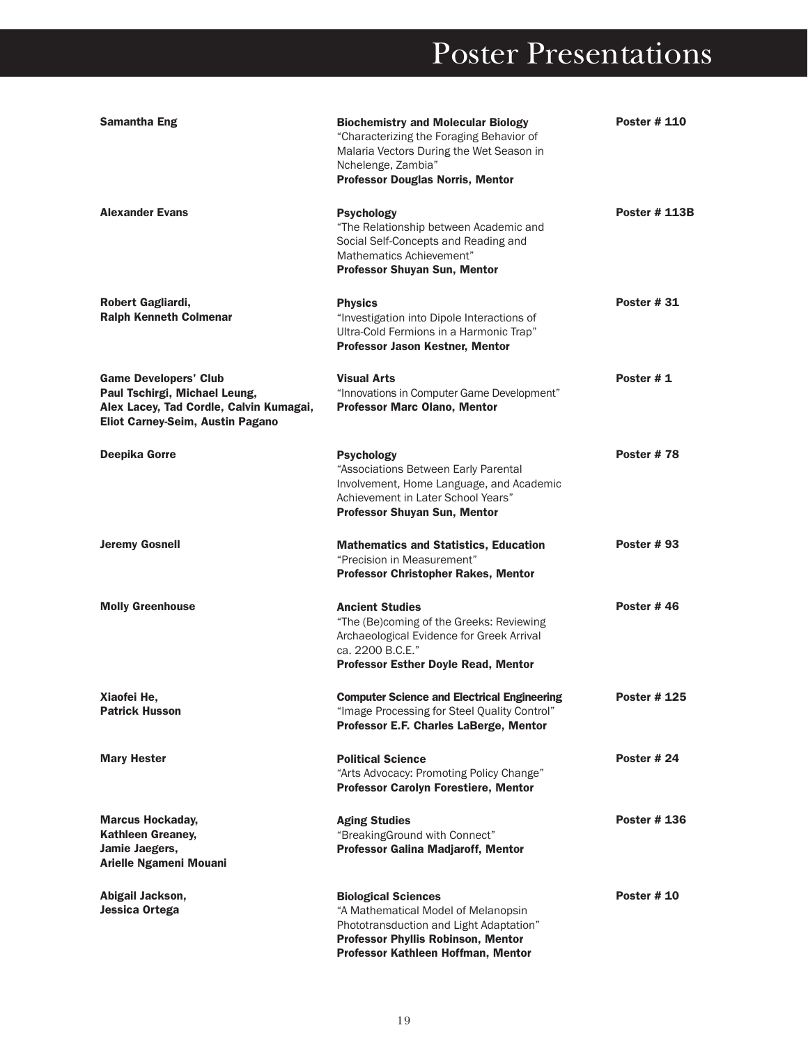# Poster Presentations

**Samantha Eng**

**Biochemistry and Molecular Biology**
"Characterizing the Foraging Behavior of Malaria Vectors During the Wet Season in Nchelenge, Zambia"
**Professor Douglas Norris, Mentor**

**Poster # 110**

**Alexander Evans**

**Psychology**
"The Relationship between Academic and Social Self-Concepts and Reading and Mathematics Achievement"
**Professor Shuyan Sun, Mentor**

**Poster # 113B**

**Robert Gagliardi,**
**Ralph Kenneth Colmenar**

**Physics**
"Investigation into Dipole Interactions of Ultra-Cold Fermions in a Harmonic Trap"
**Professor Jason Kestner, Mentor**

**Poster # 31**

**Game Developers' Club**
**Paul Tschirgi, Michael Leung, Alex Lacey, Tad Cordle, Calvin Kumagai, Eliot Carney-Seim, Austin Pagano**

**Visual Arts**
"Innovations in Computer Game Development"
**Professor Marc Olano, Mentor**

**Poster # 1**

**Deepika Gorre**

**Psychology**
"Associations Between Early Parental Involvement, Home Language, and Academic Achievement in Later School Years"
**Professor Shuyan Sun, Mentor**

**Poster # 78**

**Jeremy Gosnell**

**Mathematics and Statistics, Education**
"Precision in Measurement"
**Professor Christopher Rakes, Mentor**

**Poster # 93**

**Molly Greenhouse**

**Ancient Studies**
"The (Be)coming of the Greeks: Reviewing Archaeological Evidence for Greek Arrival ca. 2200 B.C.E."
**Professor Esther Doyle Read, Mentor**

**Poster # 46**

**Xiaofei He,**
**Patrick Husson**

**Computer Science and Electrical Engineering**
"Image Processing for Steel Quality Control"
**Professor E.F. Charles LaBerge, Mentor**

**Poster # 125**

**Mary Hester**

**Political Science**
"Arts Advocacy: Promoting Policy Change"
**Professor Carolyn Forestiere, Mentor**

**Poster # 24**

**Marcus Hockaday,**
**Kathleen Greaney,**
**Jamie Jaegers,**
**Arielle Ngameni Mouani**

**Aging Studies**
"BreakingGround with Connect"
**Professor Galina Madjaroff, Mentor**

**Poster # 136**

**Abigail Jackson,**
**Jessica Ortega**

**Biological Sciences**
"A Mathematical Model of Melanopsin Phototransduction and Light Adaptation"
**Professor Phyllis Robinson, Mentor**
**Professor Kathleen Hoffman, Mentor**

**Poster # 10**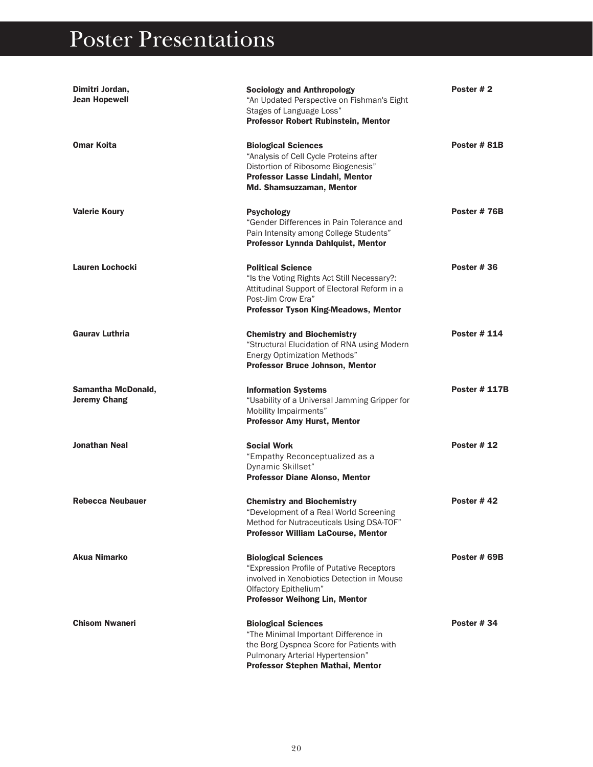# Poster Presentations

| | | |
|---|---|---|
| **Dimitri Jordan, Jean Hopewell** | **Sociology and Anthropology**<br>“An Updated Perspective on Fishman's Eight Stages of Language Loss”<br>**Professor Robert Rubinstein, Mentor** | **Poster # 2** |
| **Omar Koita** | **Biological Sciences**<br>“Analysis of Cell Cycle Proteins after Distortion of Ribosome Biogenesis”<br>**Professor Lasse Lindahl, Mentor**<br>**Md. Shamsuzzaman, Mentor** | **Poster # 81B** |
| **Valerie Koury** | **Psychology**<br>“Gender Differences in Pain Tolerance and Pain Intensity among College Students”<br>**Professor Lynnda Dahlquist, Mentor** | **Poster # 76B** |
| **Lauren Lochocki** | **Political Science**<br>“Is the Voting Rights Act Still Necessary?: Attitudinal Support of Electoral Reform in a Post-Jim Crow Era”<br>**Professor Tyson King-Meadows, Mentor** | **Poster # 36** |
| **Gaurav Luthria** | **Chemistry and Biochemistry**<br>“Structural Elucidation of RNA using Modern Energy Optimization Methods”<br>**Professor Bruce Johnson, Mentor** | **Poster # 114** |
| **Samantha McDonald, Jeremy Chang** | **Information Systems**<br>“Usability of a Universal Jamming Gripper for Mobility Impairments”<br>**Professor Amy Hurst, Mentor** | **Poster # 117B** |
| **Jonathan Neal** | **Social Work**<br>“Empathy Reconceptualized as a Dynamic Skillset”<br>**Professor Diane Alonso, Mentor** | **Poster # 12** |
| **Rebecca Neubauer** | **Chemistry and Biochemistry**<br>“Development of a Real World Screening Method for Nutraceuticals Using DSA-TOF”<br>**Professor William LaCourse, Mentor** | **Poster # 42** |
| **Akua Nimarko** | **Biological Sciences**<br>“Expression Profile of Putative Receptors involved in Xenobiotics Detection in Mouse Olfactory Epithelium”<br>**Professor Weihong Lin, Mentor** | **Poster # 69B** |
| **Chisom Nwaneri** | **Biological Sciences**<br>“The Minimal Important Difference in the Borg Dyspnea Score for Patients with Pulmonary Arterial Hypertension”<br>**Professor Stephen Mathai, Mentor** | **Poster # 34** |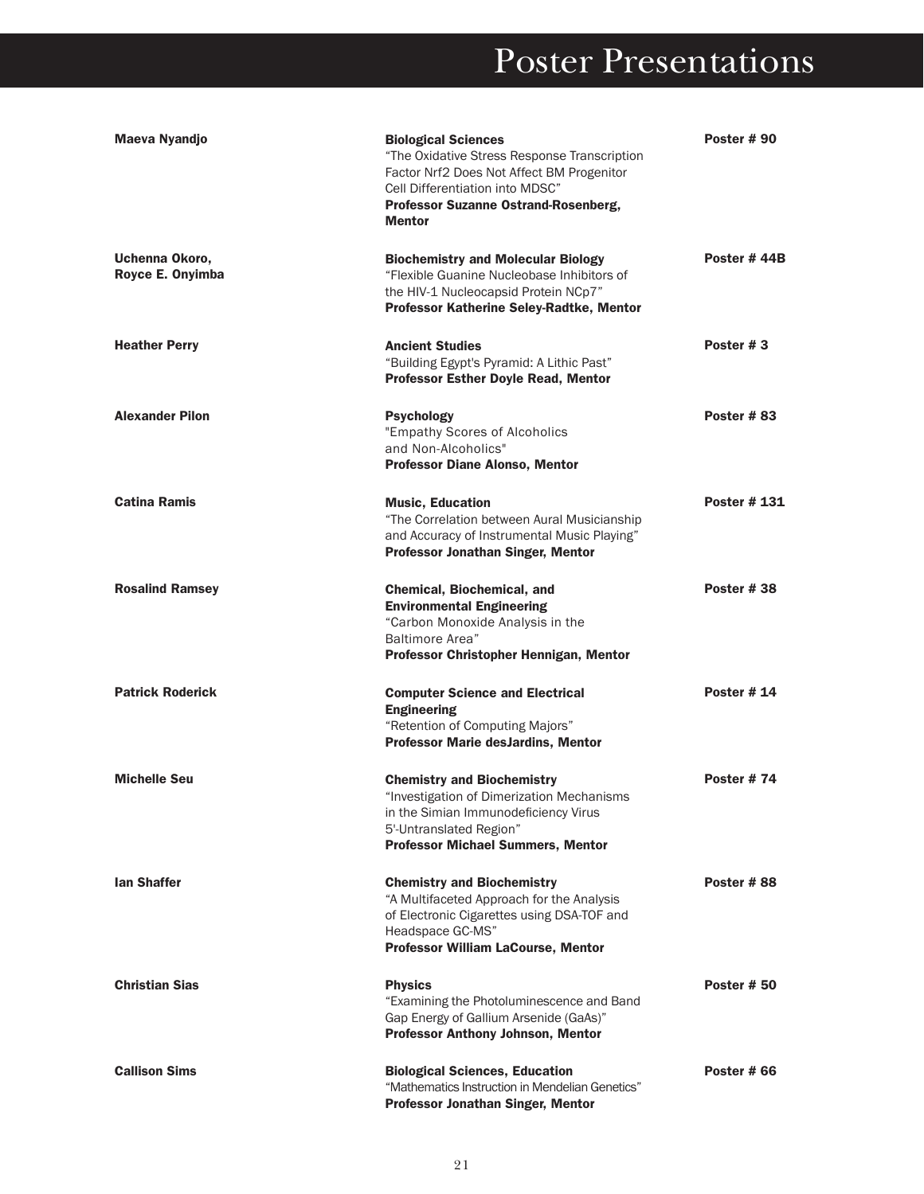# Poster Presentations

| | | |
|---|---|---|
| **Maeva Nyandjo** | **Biological Sciences**<br>"The Oxidative Stress Response Transcription Factor Nrf2 Does Not Affect BM Progenitor Cell Differentiation into MDSC"<br>**Professor Suzanne Ostrand-Rosenberg, Mentor** | **Poster # 90** |
| **Uchenna Okoro, Royce E. Onyimba** | **Biochemistry and Molecular Biology**<br>"Flexible Guanine Nucleobase Inhibitors of the HIV-1 Nucleocapsid Protein NCp7"<br>**Professor Katherine Seley-Radtke, Mentor** | **Poster # 44B** |
| **Heather Perry** | **Ancient Studies**<br>"Building Egypt's Pyramid: A Lithic Past"<br>**Professor Esther Doyle Read, Mentor** | **Poster # 3** |
| **Alexander Pilon** | **Psychology**<br>"Empathy Scores of Alcoholics and Non-Alcoholics"<br>**Professor Diane Alonso, Mentor** | **Poster # 83** |
| **Catina Ramis** | **Music, Education**<br>"The Correlation between Aural Musicianship and Accuracy of Instrumental Music Playing"<br>**Professor Jonathan Singer, Mentor** | **Poster # 131** |
| **Rosalind Ramsey** | **Chemical, Biochemical, and Environmental Engineering**<br>"Carbon Monoxide Analysis in the Baltimore Area"<br>**Professor Christopher Hennigan, Mentor** | **Poster # 38** |
| **Patrick Roderick** | **Computer Science and Electrical Engineering**<br>"Retention of Computing Majors"<br>**Professor Marie desJardins, Mentor** | **Poster # 14** |
| **Michelle Seu** | **Chemistry and Biochemistry**<br>"Investigation of Dimerization Mechanisms in the Simian Immunodeficiency Virus 5'-Untranslated Region"<br>**Professor Michael Summers, Mentor** | **Poster # 74** |
| **Ian Shaffer** | **Chemistry and Biochemistry**<br>"A Multifaceted Approach for the Analysis of Electronic Cigarettes using DSA-TOF and Headspace GC-MS"<br>**Professor William LaCourse, Mentor** | **Poster # 88** |
| **Christian Sias** | **Physics**<br>"Examining the Photoluminescence and Band Gap Energy of Gallium Arsenide (GaAs)"<br>**Professor Anthony Johnson, Mentor** | **Poster # 50** |
| **Callison Sims** | **Biological Sciences, Education**<br>"Mathematics Instruction in Mendelian Genetics"<br>**Professor Jonathan Singer, Mentor** | **Poster # 66** |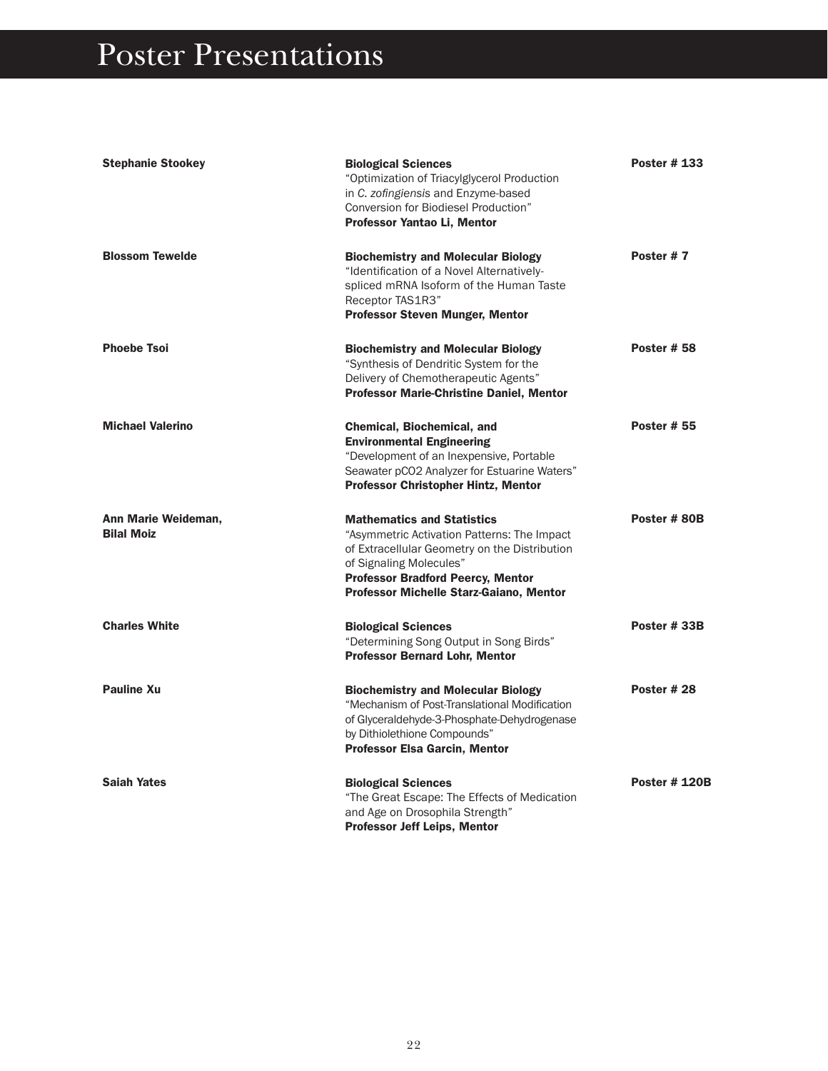# Poster Presentations

**Stephanie Stookey**

**Biological Sciences**
"Optimization of Triacylglycerol Production in *C. zofingiensis* and Enzyme-based Conversion for Biodiesel Production"
**Professor Yantao Li, Mentor**

**Poster # 133**

**Blossom Tewelde**

**Biochemistry and Molecular Biology**
"Identification of a Novel Alternatively-spliced mRNA Isoform of the Human Taste Receptor TAS1R3"
**Professor Steven Munger, Mentor**

**Poster # 7**

**Phoebe Tsoi**

**Biochemistry and Molecular Biology**
"Synthesis of Dendritic System for the Delivery of Chemotherapeutic Agents"
**Professor Marie-Christine Daniel, Mentor**

**Poster # 58**

**Michael Valerino**

**Chemical, Biochemical, and Environmental Engineering**
"Development of an Inexpensive, Portable Seawater pCO2 Analyzer for Estuarine Waters"
**Professor Christopher Hintz, Mentor**

**Poster # 55**

**Ann Marie Weideman, Bilal Moiz**

**Mathematics and Statistics**
"Asymmetric Activation Patterns: The Impact of Extracellular Geometry on the Distribution of Signaling Molecules"
**Professor Bradford Peercy, Mentor**
**Professor Michelle Starz-Gaiano, Mentor**

**Poster # 80B**

**Charles White**

**Biological Sciences**
"Determining Song Output in Song Birds"
**Professor Bernard Lohr, Mentor**

**Poster # 33B**

**Pauline Xu**

**Biochemistry and Molecular Biology**
"Mechanism of Post-Translational Modification of Glyceraldehyde-3-Phosphate-Dehydrogenase by Dithiolethione Compounds"
**Professor Elsa Garcin, Mentor**

**Poster # 28**

**Saiah Yates**

**Biological Sciences**
"The Great Escape: The Effects of Medication and Age on Drosophila Strength"
**Professor Jeff Leips, Mentor**

**Poster # 120B**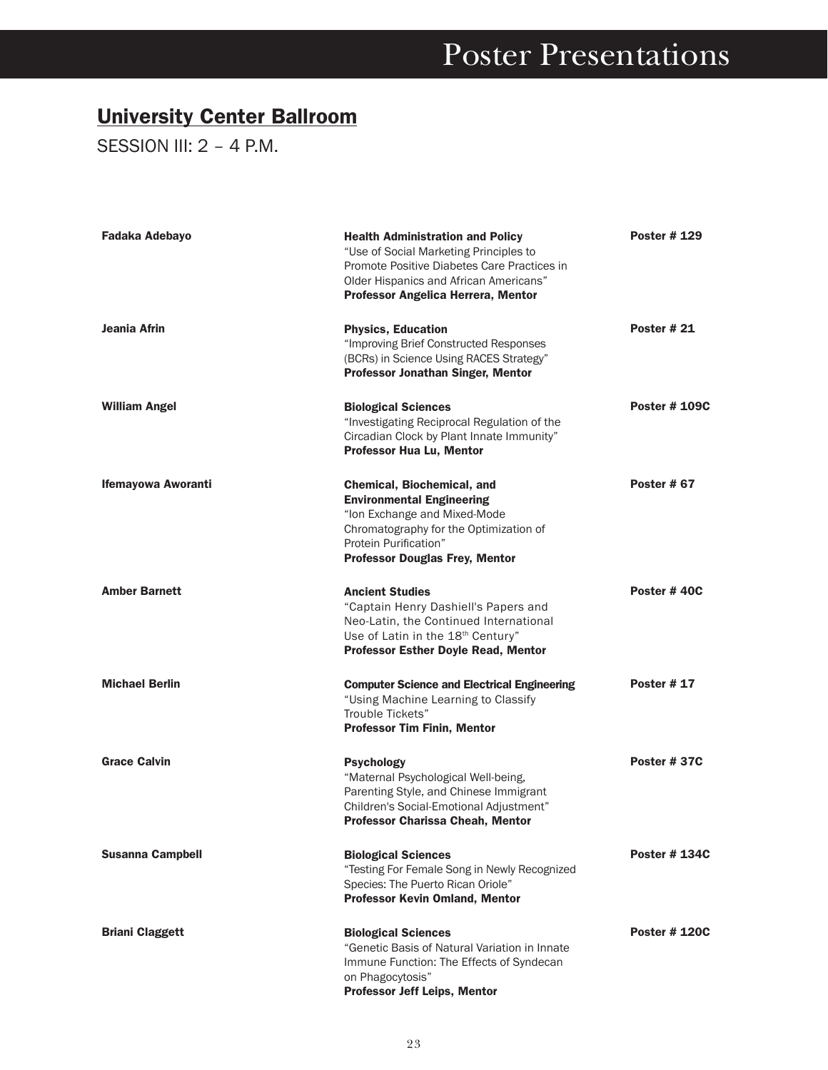# Poster Presentations

## University Center Ballroom

SESSION III: 2 – 4 P.M.

**Fadaka Adebayo**
**Health Administration and Policy**
"Use of Social Marketing Principles to Promote Positive Diabetes Care Practices in Older Hispanics and African Americans"
**Professor Angelica Herrera, Mentor**
**Poster # 129**

**Jeania Afrin**
**Physics, Education**
"Improving Brief Constructed Responses (BCRs) in Science Using RACES Strategy"
**Professor Jonathan Singer, Mentor**
**Poster # 21**

**William Angel**
**Biological Sciences**
"Investigating Reciprocal Regulation of the Circadian Clock by Plant Innate Immunity"
**Professor Hua Lu, Mentor**
**Poster # 109C**

**Ifemayowa Aworanti**
**Chemical, Biochemical, and Environmental Engineering**
"Ion Exchange and Mixed-Mode Chromatography for the Optimization of Protein Purification"
**Professor Douglas Frey, Mentor**
**Poster # 67**

**Amber Barnett**
**Ancient Studies**
"Captain Henry Dashiell's Papers and Neo-Latin, the Continued International Use of Latin in the 18th Century"
**Professor Esther Doyle Read, Mentor**
**Poster # 40C**

**Michael Berlin**
**Computer Science and Electrical Engineering**
"Using Machine Learning to Classify Trouble Tickets"
**Professor Tim Finin, Mentor**
**Poster # 17**

**Grace Calvin**
**Psychology**
"Maternal Psychological Well-being, Parenting Style, and Chinese Immigrant Children's Social-Emotional Adjustment"
**Professor Charissa Cheah, Mentor**
**Poster # 37C**

**Susanna Campbell**
**Biological Sciences**
"Testing For Female Song in Newly Recognized Species: The Puerto Rican Oriole"
**Professor Kevin Omland, Mentor**
**Poster # 134C**

**Briani Claggett**
**Biological Sciences**
"Genetic Basis of Natural Variation in Innate Immune Function: The Effects of Syndecan on Phagocytosis"
**Professor Jeff Leips, Mentor**
**Poster # 120C**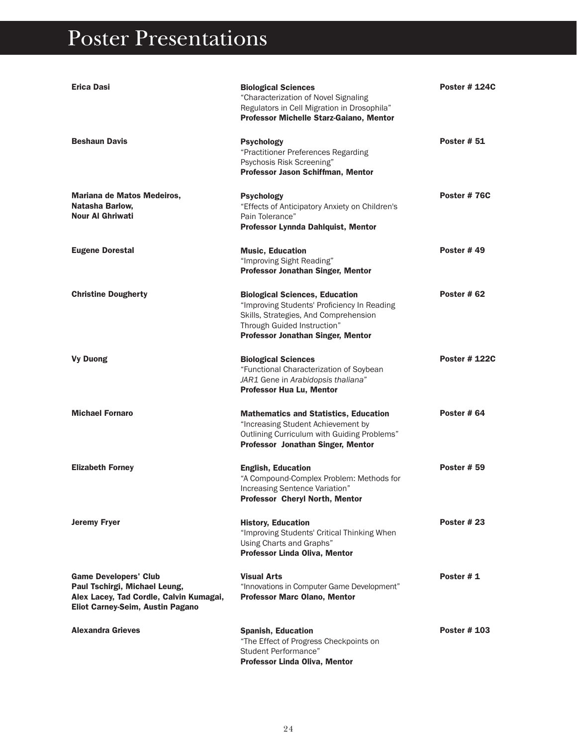# Poster Presentations

| Presenter(s) | Department, Title, Mentor | Poster |
|---|---|---|
| **Erica Dasi** | **Biological Sciences**<br>"Characterization of Novel Signaling Regulators in Cell Migration in Drosophila"<br>**Professor Michelle Starz-Gaiano, Mentor** | **Poster # 124C** |
| **Beshaun Davis** | **Psychology**<br>"Practitioner Preferences Regarding Psychosis Risk Screening"<br>**Professor Jason Schiffman, Mentor** | **Poster # 51** |
| **Mariana de Matos Medeiros, Natasha Barlow, Nour Al Ghriwati** | **Psychology**<br>"Effects of Anticipatory Anxiety on Children's Pain Tolerance"<br>**Professor Lynnda Dahlquist, Mentor** | **Poster # 76C** |
| **Eugene Dorestal** | **Music, Education**<br>"Improving Sight Reading"<br>**Professor Jonathan Singer, Mentor** | **Poster # 49** |
| **Christine Dougherty** | **Biological Sciences, Education**<br>"Improving Students' Proficiency In Reading Skills, Strategies, And Comprehension Through Guided Instruction"<br>**Professor Jonathan Singer, Mentor** | **Poster # 62** |
| **Vy Duong** | **Biological Sciences**<br>"Functional Characterization of Soybean *JAR1* Gene in *Arabidopsis thaliana*"<br>**Professor Hua Lu, Mentor** | **Poster # 122C** |
| **Michael Fornaro** | **Mathematics and Statistics, Education**<br>"Increasing Student Achievement by Outlining Curriculum with Guiding Problems"<br>**Professor Jonathan Singer, Mentor** | **Poster # 64** |
| **Elizabeth Forney** | **English, Education**<br>"A Compound-Complex Problem: Methods for Increasing Sentence Variation"<br>**Professor Cheryl North, Mentor** | **Poster # 59** |
| **Jeremy Fryer** | **History, Education**<br>"Improving Students' Critical Thinking When Using Charts and Graphs"<br>**Professor Linda Oliva, Mentor** | **Poster # 23** |
| **Game Developers' Club**<br>**Paul Tschirgi, Michael Leung, Alex Lacey, Tad Cordle, Calvin Kumagai, Eliot Carney-Seim, Austin Pagano** | **Visual Arts**<br>"Innovations in Computer Game Development"<br>**Professor Marc Olano, Mentor** | **Poster # 1** |
| **Alexandra Grieves** | **Spanish, Education**<br>"The Effect of Progress Checkpoints on Student Performance"<br>**Professor Linda Oliva, Mentor** | **Poster # 103** |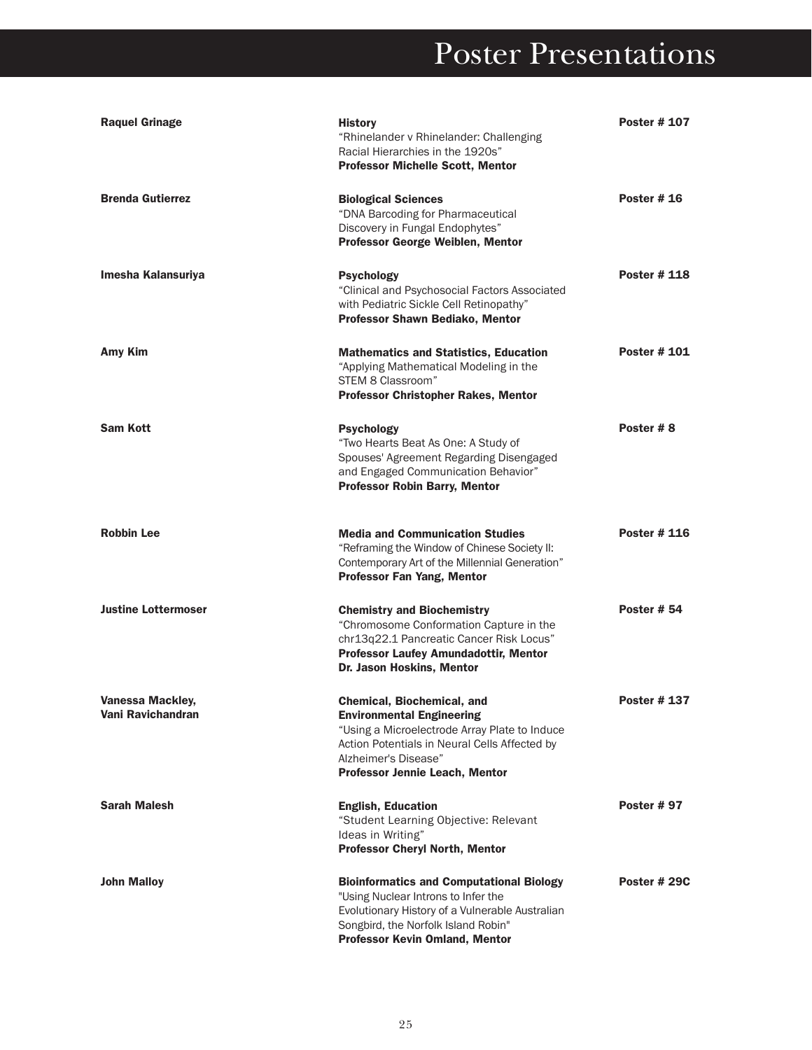# Poster Presentations

| | | |
|---|---|---|
| **Raquel Grinage** | **History**<br>"Rhinelander v Rhinelander: Challenging Racial Hierarchies in the 1920s"<br>**Professor Michelle Scott, Mentor** | **Poster # 107** |
| **Brenda Gutierrez** | **Biological Sciences**<br>"DNA Barcoding for Pharmaceutical Discovery in Fungal Endophytes"<br>**Professor George Weiblen, Mentor** | **Poster # 16** |
| **Imesha Kalansuriya** | **Psychology**<br>"Clinical and Psychosocial Factors Associated with Pediatric Sickle Cell Retinopathy"<br>**Professor Shawn Bediako, Mentor** | **Poster # 118** |
| **Amy Kim** | **Mathematics and Statistics, Education**<br>"Applying Mathematical Modeling in the STEM 8 Classroom"<br>**Professor Christopher Rakes, Mentor** | **Poster # 101** |
| **Sam Kott** | **Psychology**<br>"Two Hearts Beat As One: A Study of Spouses' Agreement Regarding Disengaged and Engaged Communication Behavior"<br>**Professor Robin Barry, Mentor** | **Poster # 8** |
| **Robbin Lee** | **Media and Communication Studies**<br>"Reframing the Window of Chinese Society II: Contemporary Art of the Millennial Generation"<br>**Professor Fan Yang, Mentor** | **Poster # 116** |
| **Justine Lottermoser** | **Chemistry and Biochemistry**<br>"Chromosome Conformation Capture in the chr13q22.1 Pancreatic Cancer Risk Locus"<br>**Professor Laufey Amundadottir, Mentor**<br>**Dr. Jason Hoskins, Mentor** | **Poster # 54** |
| **Vanessa Mackley,**<br>**Vani Ravichandran** | **Chemical, Biochemical, and Environmental Engineering**<br>"Using a Microelectrode Array Plate to Induce Action Potentials in Neural Cells Affected by Alzheimer's Disease"<br>**Professor Jennie Leach, Mentor** | **Poster # 137** |
| **Sarah Malesh** | **English, Education**<br>"Student Learning Objective: Relevant Ideas in Writing"<br>**Professor Cheryl North, Mentor** | **Poster # 97** |
| **John Malloy** | **Bioinformatics and Computational Biology**<br>"Using Nuclear Introns to Infer the Evolutionary History of a Vulnerable Australian Songbird, the Norfolk Island Robin"<br>**Professor Kevin Omland, Mentor** | **Poster # 29C** |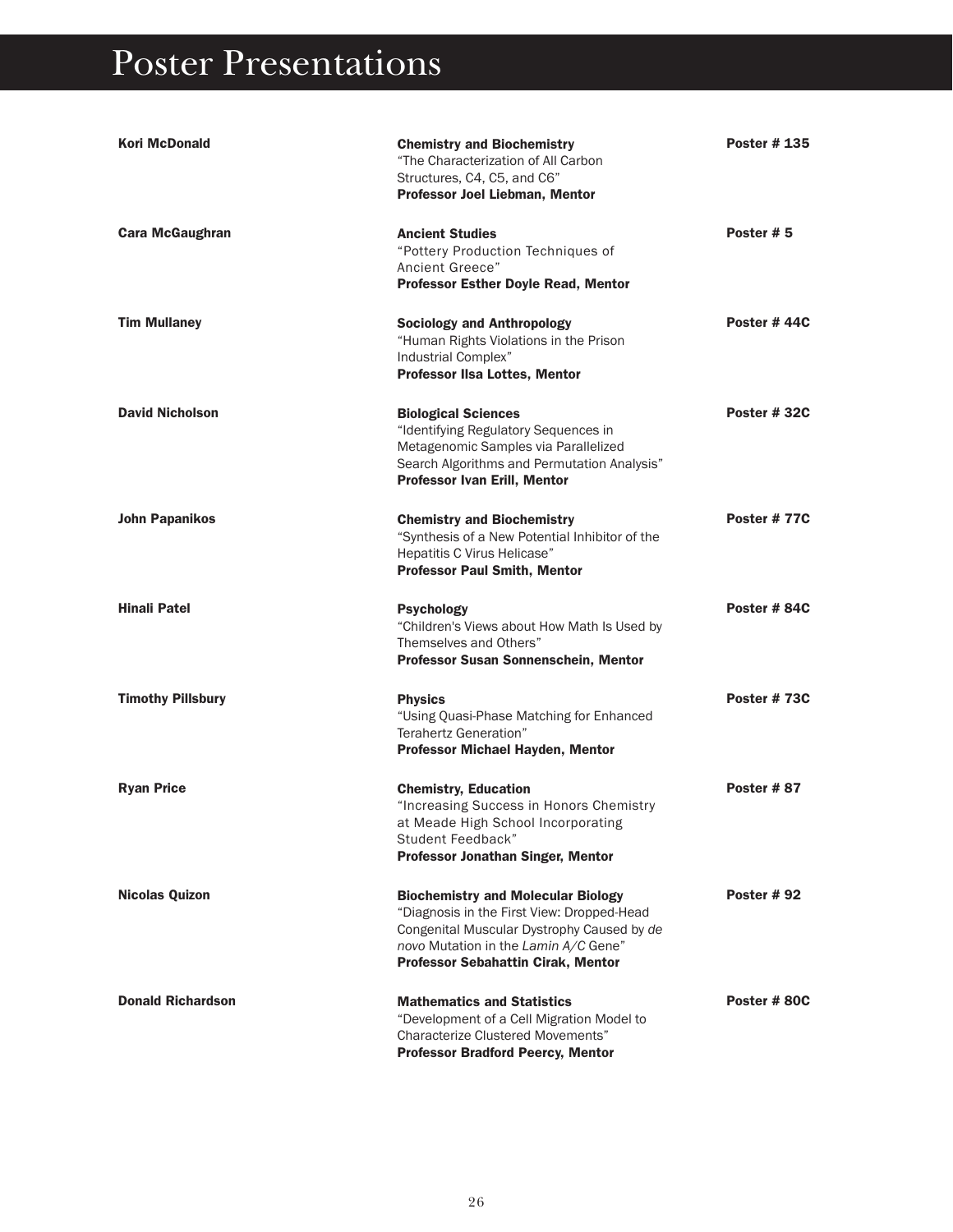# Poster Presentations

**Kori McDonald**

**Chemistry and Biochemistry**
"The Characterization of All Carbon Structures, C4, C5, and C6"
**Professor Joel Liebman, Mentor**

**Poster # 135**

**Cara McGaughran**

**Ancient Studies**
"Pottery Production Techniques of Ancient Greece"
**Professor Esther Doyle Read, Mentor**

**Poster # 5**

**Tim Mullaney**

**Sociology and Anthropology**
"Human Rights Violations in the Prison Industrial Complex"
**Professor Ilsa Lottes, Mentor**

**Poster # 44C**

**David Nicholson**

**Biological Sciences**
"Identifying Regulatory Sequences in Metagenomic Samples via Parallelized Search Algorithms and Permutation Analysis"
**Professor Ivan Erill, Mentor**

**Poster # 32C**

**John Papanikos**

**Chemistry and Biochemistry**
"Synthesis of a New Potential Inhibitor of the Hepatitis C Virus Helicase"
**Professor Paul Smith, Mentor**

**Poster # 77C**

**Hinali Patel**

**Psychology**
"Children's Views about How Math Is Used by Themselves and Others"
**Professor Susan Sonnenschein, Mentor**

**Poster # 84C**

**Timothy Pillsbury**

**Physics**
"Using Quasi-Phase Matching for Enhanced Terahertz Generation"
**Professor Michael Hayden, Mentor**

**Poster # 73C**

**Ryan Price**

**Chemistry, Education**
"Increasing Success in Honors Chemistry at Meade High School Incorporating Student Feedback"
**Professor Jonathan Singer, Mentor**

**Poster # 87**

**Nicolas Quizon**

**Biochemistry and Molecular Biology**
"Diagnosis in the First View: Dropped-Head Congenital Muscular Dystrophy Caused by *de novo* Mutation in the *Lamin A/C* Gene"
**Professor Sebahattin Cirak, Mentor**

**Poster # 92**

**Donald Richardson**

**Mathematics and Statistics**
"Development of a Cell Migration Model to Characterize Clustered Movements"
**Professor Bradford Peercy, Mentor**

**Poster # 80C**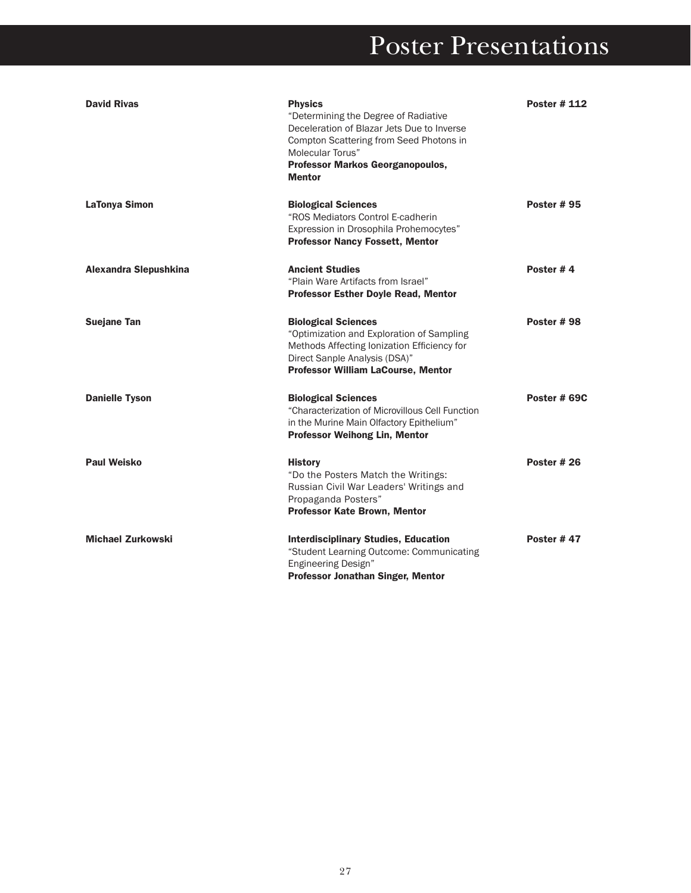# Poster Presentations

| | | |
|---|---|---|
| **David Rivas** | **Physics**<br>"Determining the Degree of Radiative Deceleration of Blazar Jets Due to Inverse Compton Scattering from Seed Photons in Molecular Torus"<br>**Professor Markos Georganopoulos, Mentor** | **Poster # 112** |
| **LaTonya Simon** | **Biological Sciences**<br>"ROS Mediators Control E-cadherin Expression in Drosophila Prohemocytes"<br>**Professor Nancy Fossett, Mentor** | **Poster # 95** |
| **Alexandra Slepushkina** | **Ancient Studies**<br>"Plain Ware Artifacts from Israel"<br>**Professor Esther Doyle Read, Mentor** | **Poster # 4** |
| **Suejane Tan** | **Biological Sciences**<br>"Optimization and Exploration of Sampling Methods Affecting Ionization Efficiency for Direct Sanple Analysis (DSA)"<br>**Professor William LaCourse, Mentor** | **Poster # 98** |
| **Danielle Tyson** | **Biological Sciences**<br>"Characterization of Microvillous Cell Function in the Murine Main Olfactory Epithelium"<br>**Professor Weihong Lin, Mentor** | **Poster # 69C** |
| **Paul Weisko** | **History**<br>"Do the Posters Match the Writings: Russian Civil War Leaders' Writings and Propaganda Posters"<br>**Professor Kate Brown, Mentor** | **Poster # 26** |
| **Michael Zurkowski** | **Interdisciplinary Studies, Education**<br>"Student Learning Outcome: Communicating Engineering Design"<br>**Professor Jonathan Singer, Mentor** | **Poster # 47** |